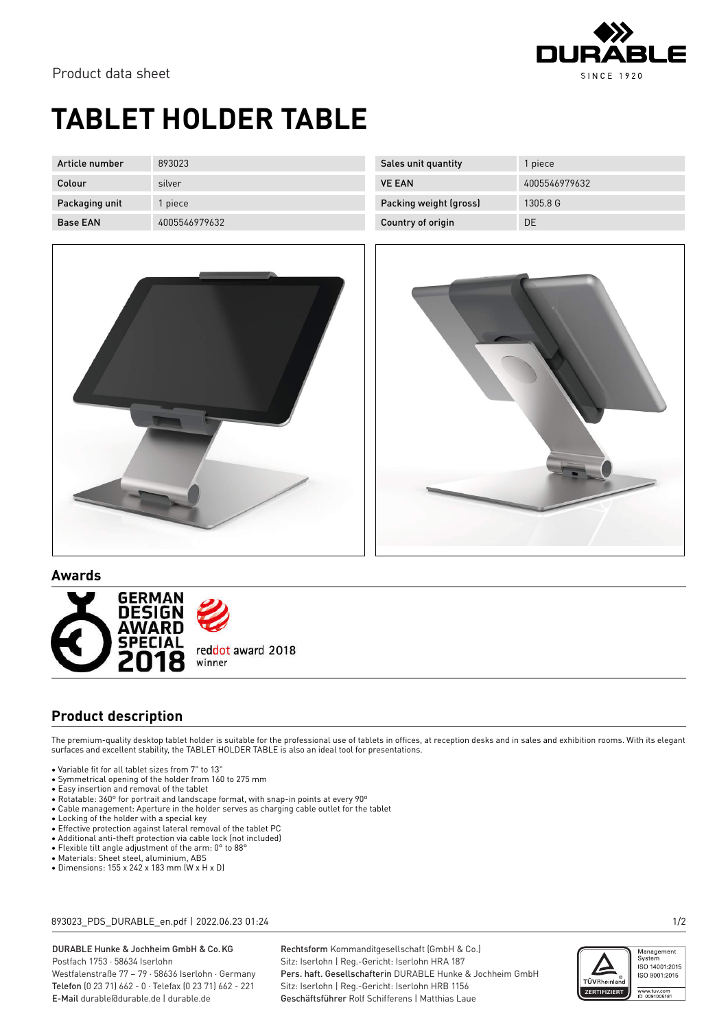Product data sheet

# TABLET HOLDER TABLE

| Article number | 893023 | Sales unit quantity | 1 piece |
|---|---|---|---|
| Colour | silver | VE EAN | 4005546979632 |
| Packaging unit | 1 piece | Packing weight (gross) | 1305.8 G |
| Base EAN | 4005546979632 | Country of origin | DE |

## Awards

GERMAN DESIGN AWARD SPECIAL 2018

reddot award 2018 winner

## Product description

The premium-quality desktop tablet holder is suitable for the professional use of tablets in offices, at reception desks and in sales and exhibition rooms. With its elegant surfaces and excellent stability, the TABLET HOLDER TABLE is also an ideal tool for presentations.

- Variable fit for all tablet sizes from 7" to 13"
- Symmetrical opening of the holder from 160 to 275 mm
- Easy insertion and removal of the tablet
- Rotatable: 360° for portrait and landscape format, with snap-in points at every 90°
- Cable management: Aperture in the holder serves as charging cable outlet for the tablet
- Locking of the holder with a special key
- Effective protection against lateral removal of the tablet PC
- Additional anti-theft protection via cable lock (not included)
- Flexible tilt angle adjustment of the arm: 0° to 88°
- Materials: Sheet steel, aluminium, ABS
- Dimensions: 155 x 242 x 183 mm (W x H x D)

893023_PDS_DURABLE_en.pdf | 2022.06.23 01:24

DURABLE Hunke & Jochheim GmbH & Co.KG
Postfach 1753 · 58634 Iserlohn
Westfalenstraße 77 – 79 · 58636 Iserlohn · Germany
Telefon (0 23 71) 662 - 0 · Telefax (0 23 71) 662 - 221
E-Mail durable@durable.de | durable.de

Rechtsform Kommanditgesellschaft (GmbH & Co.)
Sitz: Iserlohn | Reg.-Gericht: Iserlohn HRA 187
Pers. haft. Gesellschafterin DURABLE Hunke & Jochheim GmbH
Sitz: Iserlohn | Reg.-Gericht: Iserlohn HRB 1156
Geschäftsführer Rolf Schifferens | Matthias Laue

Management System ISO 14001:2015 ISO 9001:2015
www.tuv.com ID 0091006181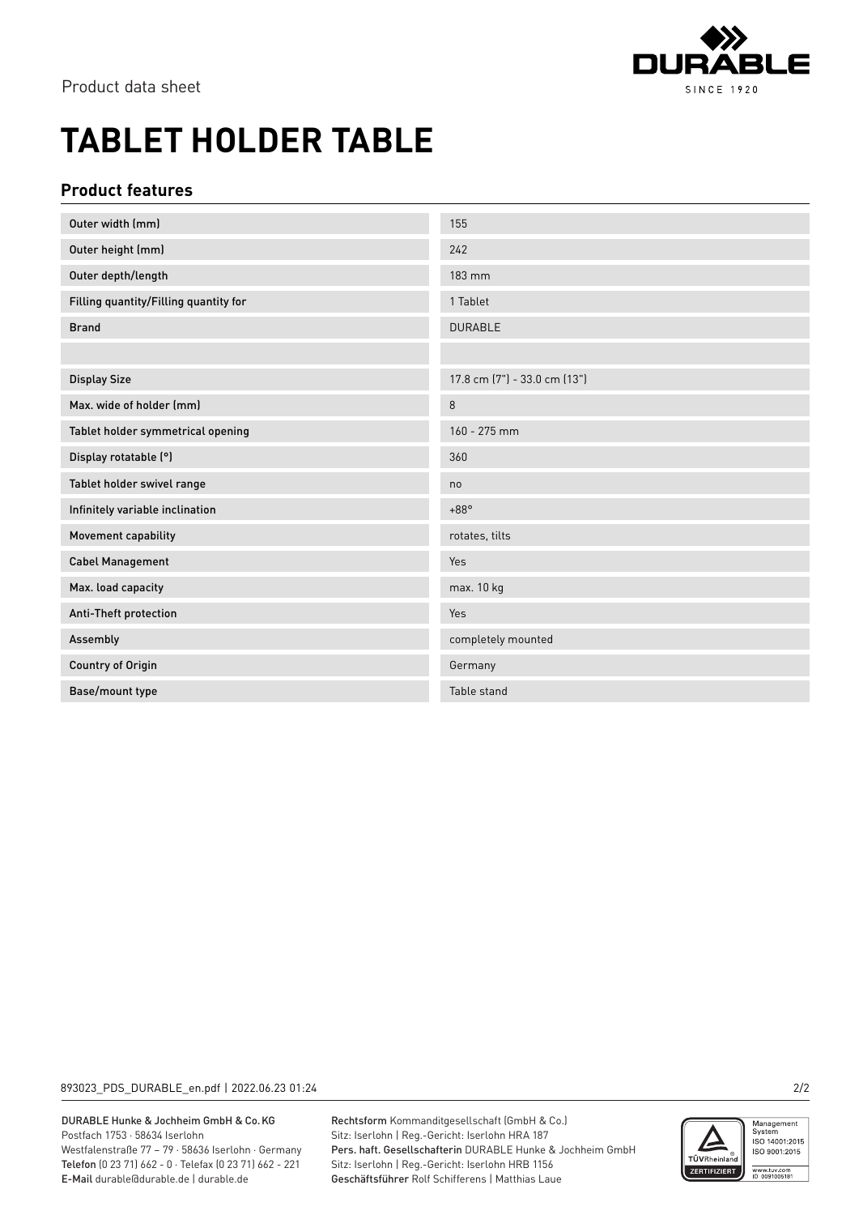Product data sheet

# TABLET HOLDER TABLE

## Product features

| | |
|---|---|
| Outer width (mm) | 155 |
| Outer height (mm) | 242 |
| Outer depth/length | 183 mm |
| Filling quantity/Filling quantity for | 1 Tablet |
| Brand | DURABLE |
| | |
| Display Size | 17.8 cm (7") - 33.0 cm (13") |
| Max. wide of holder (mm) | 8 |
| Tablet holder symmetrical opening | 160 - 275 mm |
| Display rotatable (°) | 360 |
| Tablet holder swivel range | no |
| Infinitely variable inclination | +88° |
| Movement capability | rotates, tilts |
| Cabel Management | Yes |
| Max. load capacity | max. 10 kg |
| Anti-Theft protection | Yes |
| Assembly | completely mounted |
| Country of Origin | Germany |
| Base/mount type | Table stand |

893023_PDS_DURABLE_en.pdf | 2022.06.23 01:24

DURABLE Hunke & Jochheim GmbH & Co. KG
Postfach 1753 · 58634 Iserlohn
Westfalenstraße 77 – 79 · 58636 Iserlohn · Germany
Telefon (0 23 71) 662 - 0 · Telefax (0 23 71) 662 - 221
E-Mail durable@durable.de | durable.de

Rechtsform Kommanditgesellschaft (GmbH & Co.)
Sitz: Iserlohn | Reg.-Gericht: Iserlohn HRA 187
Pers. haft. Gesellschafterin DURABLE Hunke & Jochheim GmbH
Sitz: Iserlohn | Reg.-Gericht: Iserlohn HRB 1156
Geschäftsführer Rolf Schifferens | Matthias Laue